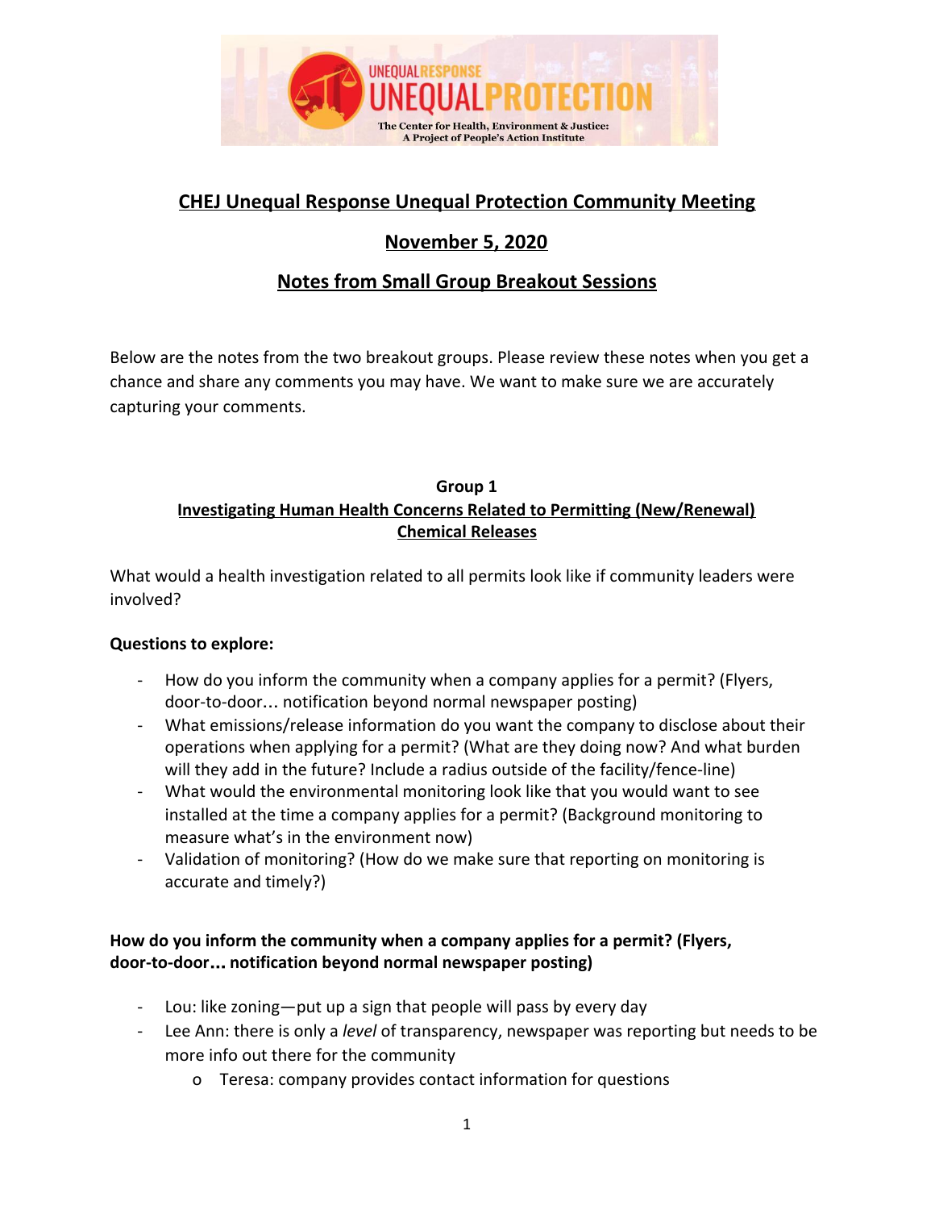# CHEJ Unequal Response Unequal Protection Community Meeting

## November 5, 2020

## Notes from Small Group Breakout Sessions

Below are the notes from the two breakout groups. Please review these notes when you get a chance and share any comments you may have. We want to make sure we are accurately capturing your comments.

### Group 1
### Investigating Human Health Concerns Related to Permitting (New/Renewal) Chemical Releases

What would a health investigation related to all permits look like if community leaders were involved?

**Questions to explore:**

- How do you inform the community when a company applies for a permit? (Flyers, door-to-door… notification beyond normal newspaper posting)
- What emissions/release information do you want the company to disclose about their operations when applying for a permit? (What are they doing now? And what burden will they add in the future? Include a radius outside of the facility/fence-line)
- What would the environmental monitoring look like that you would want to see installed at the time a company applies for a permit? (Background monitoring to measure what's in the environment now)
- Validation of monitoring? (How do we make sure that reporting on monitoring is accurate and timely?)

**How do you inform the community when a company applies for a permit? (Flyers, door-to-door… notification beyond normal newspaper posting)**

- Lou: like zoning—put up a sign that people will pass by every day
- Lee Ann: there is only a *level* of transparency, newspaper was reporting but needs to be more info out there for the community
    - Teresa: company provides contact information for questions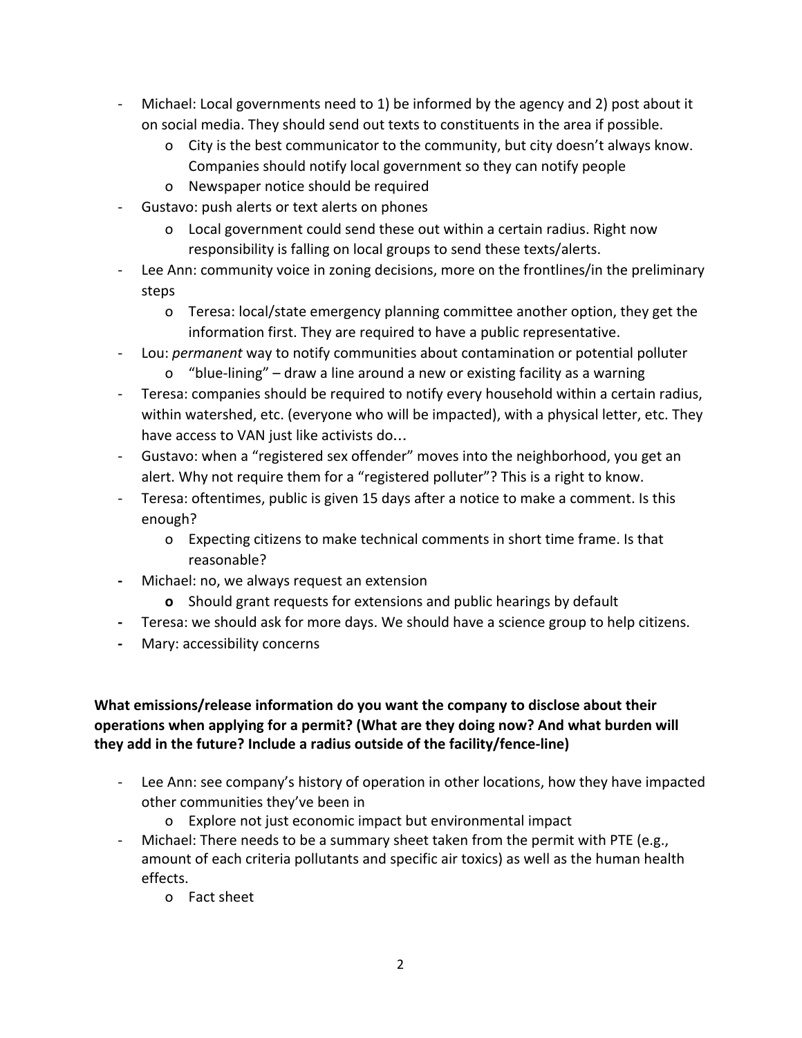- Michael: Local governments need to 1) be informed by the agency and 2) post about it on social media. They should send out texts to constituents in the area if possible.
  - City is the best communicator to the community, but city doesn't always know. Companies should notify local government so they can notify people
  - Newspaper notice should be required
- Gustavo: push alerts or text alerts on phones
  - Local government could send these out within a certain radius. Right now responsibility is falling on local groups to send these texts/alerts.
- Lee Ann: community voice in zoning decisions, more on the frontlines/in the preliminary steps
  - Teresa: local/state emergency planning committee another option, they get the information first. They are required to have a public representative.
- Lou: *permanent* way to notify communities about contamination or potential polluter
  - "blue-lining" – draw a line around a new or existing facility as a warning
- Teresa: companies should be required to notify every household within a certain radius, within watershed, etc. (everyone who will be impacted), with a physical letter, etc. They have access to VAN just like activists do…
- Gustavo: when a "registered sex offender" moves into the neighborhood, you get an alert. Why not require them for a "registered polluter"? This is a right to know.
- Teresa: oftentimes, public is given 15 days after a notice to make a comment. Is this enough?
  - Expecting citizens to make technical comments in short time frame. Is that reasonable?
- Michael: no, we always request an extension
  - Should grant requests for extensions and public hearings by default
- Teresa: we should ask for more days. We should have a science group to help citizens.
- Mary: accessibility concerns

**What emissions/release information do you want the company to disclose about their operations when applying for a permit? (What are they doing now? And what burden will they add in the future? Include a radius outside of the facility/fence-line)**

- Lee Ann: see company's history of operation in other locations, how they have impacted other communities they've been in
  - Explore not just economic impact but environmental impact
- Michael: There needs to be a summary sheet taken from the permit with PTE (e.g., amount of each criteria pollutants and specific air toxics) as well as the human health effects.
  - Fact sheet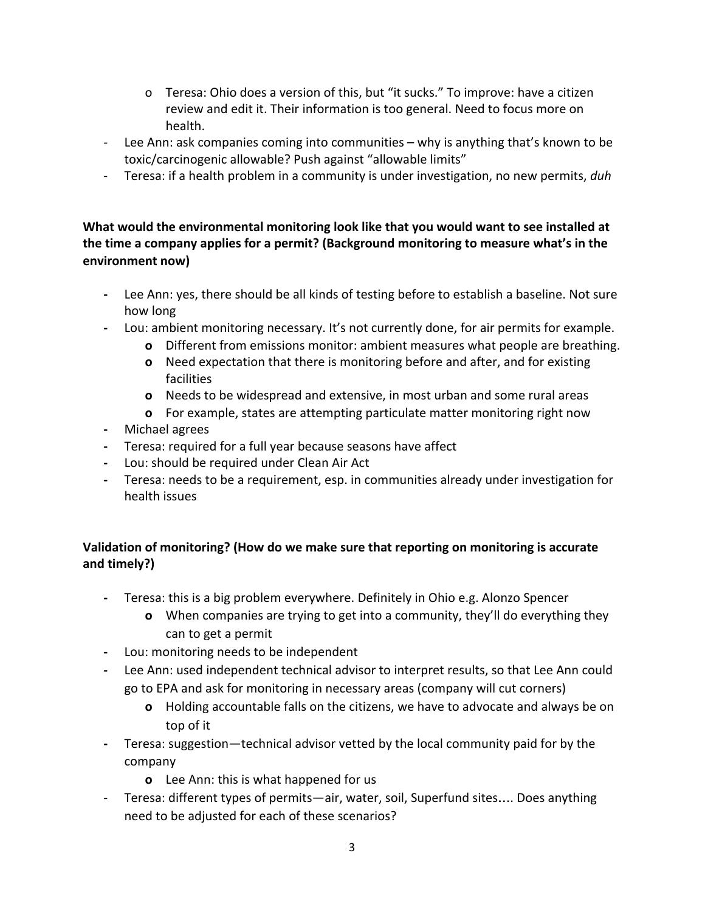- Teresa: Ohio does a version of this, but "it sucks." To improve: have a citizen review and edit it. Their information is too general. Need to focus more on health.
- Lee Ann: ask companies coming into communities – why is anything that's known to be toxic/carcinogenic allowable? Push against "allowable limits"
- Teresa: if a health problem in a community is under investigation, no new permits, *duh*

**What would the environmental monitoring look like that you would want to see installed at the time a company applies for a permit? (Background monitoring to measure what's in the environment now)**

- Lee Ann: yes, there should be all kinds of testing before to establish a baseline. Not sure how long
- Lou: ambient monitoring necessary. It's not currently done, for air permits for example.
  - Different from emissions monitor: ambient measures what people are breathing.
  - Need expectation that there is monitoring before and after, and for existing facilities
  - Needs to be widespread and extensive, in most urban and some rural areas
  - For example, states are attempting particulate matter monitoring right now
- Michael agrees
- Teresa: required for a full year because seasons have affect
- Lou: should be required under Clean Air Act
- Teresa: needs to be a requirement, esp. in communities already under investigation for health issues

**Validation of monitoring? (How do we make sure that reporting on monitoring is accurate and timely?)**

- Teresa: this is a big problem everywhere. Definitely in Ohio e.g. Alonzo Spencer
  - When companies are trying to get into a community, they'll do everything they can to get a permit
- Lou: monitoring needs to be independent
- Lee Ann: used independent technical advisor to interpret results, so that Lee Ann could go to EPA and ask for monitoring in necessary areas (company will cut corners)
  - Holding accountable falls on the citizens, we have to advocate and always be on top of it
- Teresa: suggestion—technical advisor vetted by the local community paid for by the company
  - Lee Ann: this is what happened for us
- Teresa: different types of permits—air, water, soil, Superfund sites…. Does anything need to be adjusted for each of these scenarios?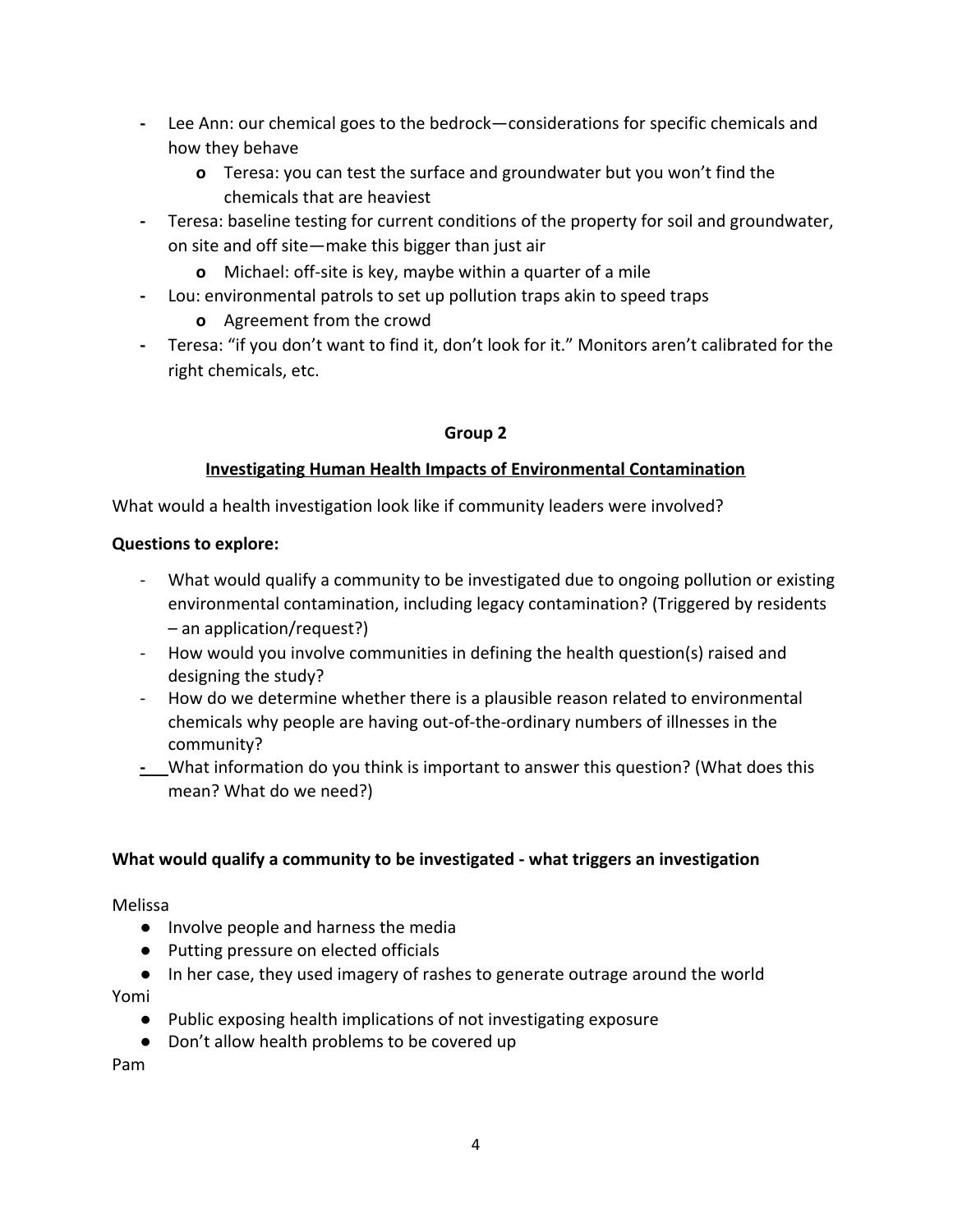- Lee Ann: our chemical goes to the bedrock—considerations for specific chemicals and how they behave
    - Teresa: you can test the surface and groundwater but you won't find the chemicals that are heaviest
- Teresa: baseline testing for current conditions of the property for soil and groundwater, on site and off site—make this bigger than just air
    - Michael: off-site is key, maybe within a quarter of a mile
- Lou: environmental patrols to set up pollution traps akin to speed traps
    - Agreement from the crowd
- Teresa: "if you don't want to find it, don't look for it." Monitors aren't calibrated for the right chemicals, etc.

**Group 2**

**Investigating Human Health Impacts of Environmental Contamination**

What would a health investigation look like if community leaders were involved?

**Questions to explore:**

- What would qualify a community to be investigated due to ongoing pollution or existing environmental contamination, including legacy contamination? (Triggered by residents – an application/request?)
- How would you involve communities in defining the health question(s) raised and designing the study?
- How do we determine whether there is a plausible reason related to environmental chemicals why people are having out-of-the-ordinary numbers of illnesses in the community?
- What information do you think is important to answer this question? (What does this mean? What do we need?)

**What would qualify a community to be investigated - what triggers an investigation**

Melissa

- Involve people and harness the media
- Putting pressure on elected officials
- In her case, they used imagery of rashes to generate outrage around the world

Yomi

- Public exposing health implications of not investigating exposure
- Don't allow health problems to be covered up

Pam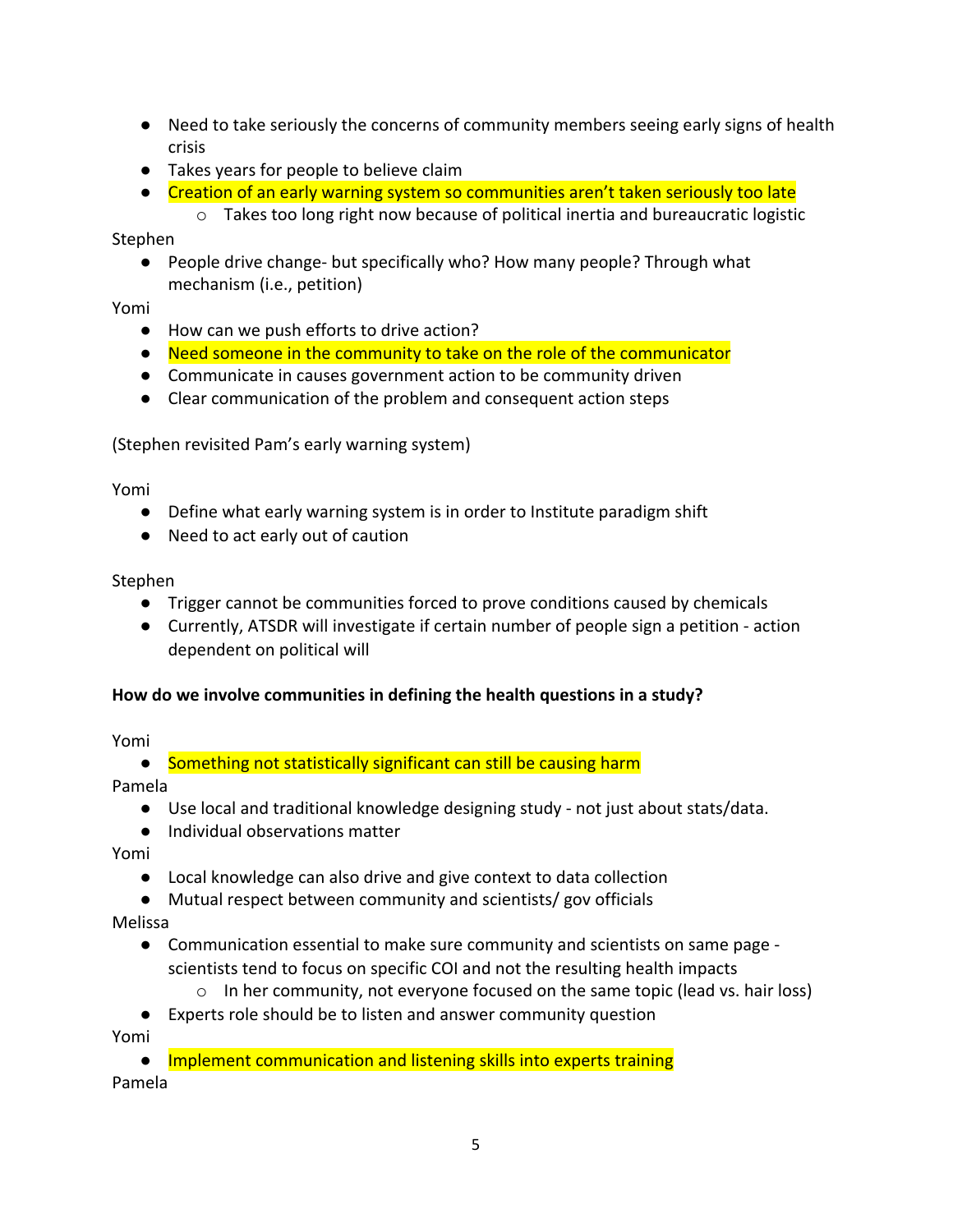- Need to take seriously the concerns of community members seeing early signs of health crisis
- Takes years for people to believe claim
- Creation of an early warning system so communities aren't taken seriously too late
    - Takes too long right now because of political inertia and bureaucratic logistic

Stephen

- People drive change- but specifically who? How many people? Through what mechanism (i.e., petition)

Yomi

- How can we push efforts to drive action?
- Need someone in the community to take on the role of the communicator
- Communicate in causes government action to be community driven
- Clear communication of the problem and consequent action steps

(Stephen revisited Pam's early warning system)

Yomi

- Define what early warning system is in order to Institute paradigm shift
- Need to act early out of caution

Stephen

- Trigger cannot be communities forced to prove conditions caused by chemicals
- Currently, ATSDR will investigate if certain number of people sign a petition - action dependent on political will

**How do we involve communities in defining the health questions in a study?**

Yomi

- Something not statistically significant can still be causing harm

Pamela

- Use local and traditional knowledge designing study - not just about stats/data.
- Individual observations matter

Yomi

- Local knowledge can also drive and give context to data collection
- Mutual respect between community and scientists/ gov officials

Melissa

- Communication essential to make sure community and scientists on same page - scientists tend to focus on specific COI and not the resulting health impacts
    - In her community, not everyone focused on the same topic (lead vs. hair loss)
- Experts role should be to listen and answer community question

Yomi

- Implement communication and listening skills into experts training

Pamela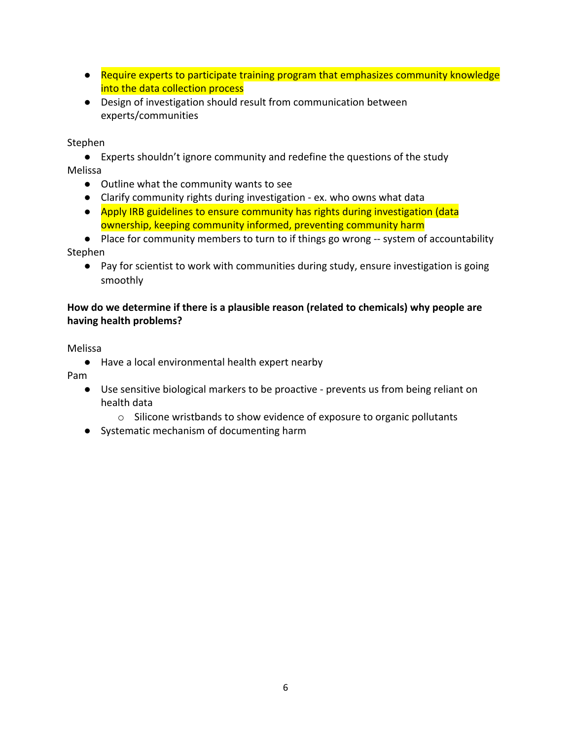- Require experts to participate training program that emphasizes community knowledge into the data collection process
- Design of investigation should result from communication between experts/communities

Stephen

- Experts shouldn't ignore community and redefine the questions of the study

Melissa

- Outline what the community wants to see
- Clarify community rights during investigation - ex. who owns what data
- Apply IRB guidelines to ensure community has rights during investigation (data ownership, keeping community informed, preventing community harm
- Place for community members to turn to if things go wrong -- system of accountability

Stephen

- Pay for scientist to work with communities during study, ensure investigation is going smoothly

**How do we determine if there is a plausible reason (related to chemicals) why people are having health problems?**

Melissa

- Have a local environmental health expert nearby

Pam

- Use sensitive biological markers to be proactive - prevents us from being reliant on health data
    - Silicone wristbands to show evidence of exposure to organic pollutants
- Systematic mechanism of documenting harm